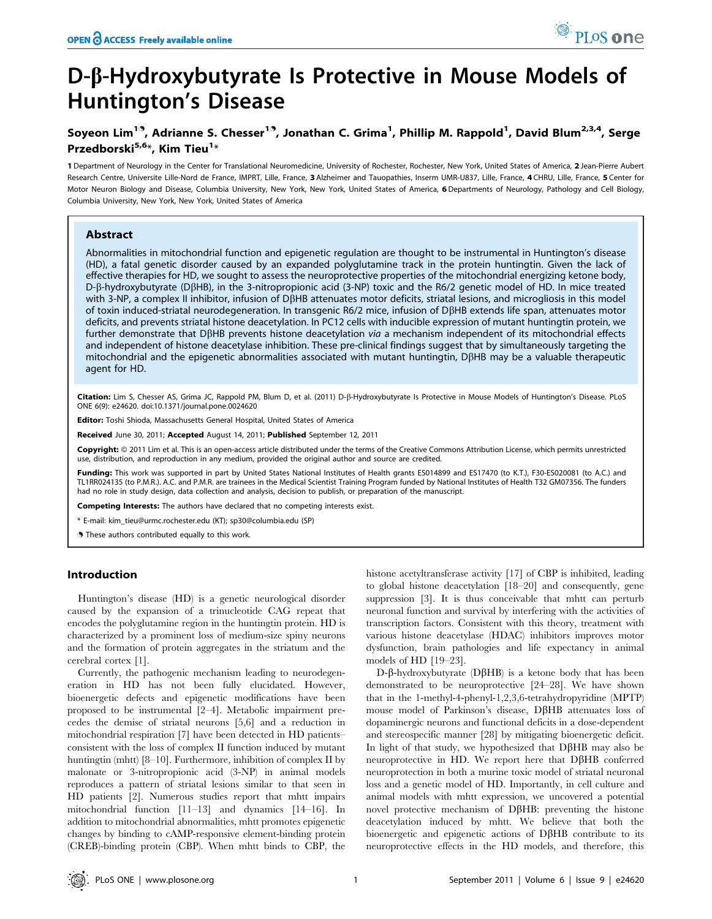# D-β-Hydroxybutyrate Is Protective in Mouse Models of Huntington's Disease

**Soyeon Lim[1,☯], Adrianne S. Chesser[1,☯], Jonathan C. Grima[1], Phillip M. Rappold[1], David Blum[2,3,4], Serge Przedborski[5,6]*, Kim Tieu[1]***

**1** Department of Neurology in the Center for Translational Neuromedicine, University of Rochester, Rochester, New York, United States of America, **2** Jean-Pierre Aubert Research Centre, Universite Lille-Nord de France, IMPRT, Lille, France, **3** Alzheimer and Tauopathies, Inserm UMR-U837, Lille, France, **4** CHRU, Lille, France, **5** Center for Motor Neuron Biology and Disease, Columbia University, New York, New York, United States of America, **6** Departments of Neurology, Pathology and Cell Biology, Columbia University, New York, New York, United States of America

## Abstract

Abnormalities in mitochondrial function and epigenetic regulation are thought to be instrumental in Huntington's disease (HD), a fatal genetic disorder caused by an expanded polyglutamine track in the protein huntingtin. Given the lack of effective therapies for HD, we sought to assess the neuroprotective properties of the mitochondrial energizing ketone body, D-β-hydroxybutyrate (DβHB), in the 3-nitropropionic acid (3-NP) toxic and the R6/2 genetic model of HD. In mice treated with 3-NP, a complex II inhibitor, infusion of DβHB attenuates motor deficits, striatal lesions, and microgliosis in this model of toxin induced-striatal neurodegeneration. In transgenic R6/2 mice, infusion of DβHB extends life span, attenuates motor deficits, and prevents striatal histone deacetylation. In PC12 cells with inducible expression of mutant huntingtin protein, we further demonstrate that DβHB prevents histone deacetylation *via* a mechanism independent of its mitochondrial effects and independent of histone deacetylase inhibition. These pre-clinical findings suggest that by simultaneously targeting the mitochondrial and the epigenetic abnormalities associated with mutant huntingtin, DβHB may be a valuable therapeutic agent for HD.

**Citation:** Lim S, Chesser AS, Grima JC, Rappold PM, Blum D, et al. (2011) D-β-Hydroxybutyrate Is Protective in Mouse Models of Huntington's Disease. PLoS ONE 6(9): e24620. doi:10.1371/journal.pone.0024620

**Editor:** Toshi Shioda, Massachusetts General Hospital, United States of America

**Received** June 30, 2011; **Accepted** August 14, 2011; **Published** September 12, 2011

**Copyright:** © 2011 Lim et al. This is an open-access article distributed under the terms of the Creative Commons Attribution License, which permits unrestricted use, distribution, and reproduction in any medium, provided the original author and source are credited.

**Funding:** This work was supported in part by United States National Institutes of Health grants ES014899 and ES17470 (to K.T.), F30-ES020081 (to A.C.) and TL1RR024135 (to P.M.R.). A.C. and P.M.R. are trainees in the Medical Scientist Training Program funded by National Institutes of Health T32 GM07356. The funders had no role in study design, data collection and analysis, decision to publish, or preparation of the manuscript.

**Competing Interests:** The authors have declared that no competing interests exist.

* E-mail: kim_tieu@urmc.rochester.edu (KT); sp30@columbia.edu (SP)

☯ These authors contributed equally to this work.

## Introduction

Huntington's disease (HD) is a genetic neurological disorder caused by the expansion of a trinucleotide CAG repeat that encodes the polyglutamine region in the huntingtin protein. HD is characterized by a prominent loss of medium-size spiny neurons and the formation of protein aggregates in the striatum and the cerebral cortex [1].

Currently, the pathogenic mechanism leading to neurodegeneration in HD has not been fully elucidated. However, bioenergetic defects and epigenetic modifications have been proposed to be instrumental [2–4]. Metabolic impairment precedes the demise of striatal neurons [5,6] and a reduction in mitochondrial respiration [7] have been detected in HD patients– consistent with the loss of complex II function induced by mutant huntingtin (mhtt) [8–10]. Furthermore, inhibition of complex II by malonate or 3-nitropropionic acid (3-NP) in animal models reproduces a pattern of striatal lesions similar to that seen in HD patients [2]. Numerous studies report that mhtt impairs mitochondrial function [11–13] and dynamics [14–16]. In addition to mitochondrial abnormalities, mhtt promotes epigenetic changes by binding to cAMP-responsive element-binding protein (CREB)-binding protein (CBP). When mhtt binds to CBP, the histone acetyltransferase activity [17] of CBP is inhibited, leading to global histone deacetylation [18–20] and consequently, gene suppression [3]. It is thus conceivable that mhtt can perturb neuronal function and survival by interfering with the activities of transcription factors. Consistent with this theory, treatment with various histone deacetylase (HDAC) inhibitors improves motor dysfunction, brain pathologies and life expectancy in animal models of HD [19–23].

D-β-hydroxybutyrate (DβHB) is a ketone body that has been demonstrated to be neuroprotective [24–28]. We have shown that in the 1-methyl-4-phenyl-1,2,3,6-tetrahydropyridine (MPTP) mouse model of Parkinson's disease, DβHB attenuates loss of dopaminergic neurons and functional deficits in a dose-dependent and stereospecific manner [28] by mitigating bioenergetic deficit. In light of that study, we hypothesized that DβHB may also be neuroprotective in HD. We report here that DβHB conferred neuroprotection in both a murine toxic model of striatal neuronal loss and a genetic model of HD. Importantly, in cell culture and animal models with mhtt expression, we uncovered a potential novel protective mechanism of DβHB: preventing the histone deacetylation induced by mhtt. We believe that both the bioenergetic and epigenetic actions of DβHB contribute to its neuroprotective effects in the HD models, and therefore, this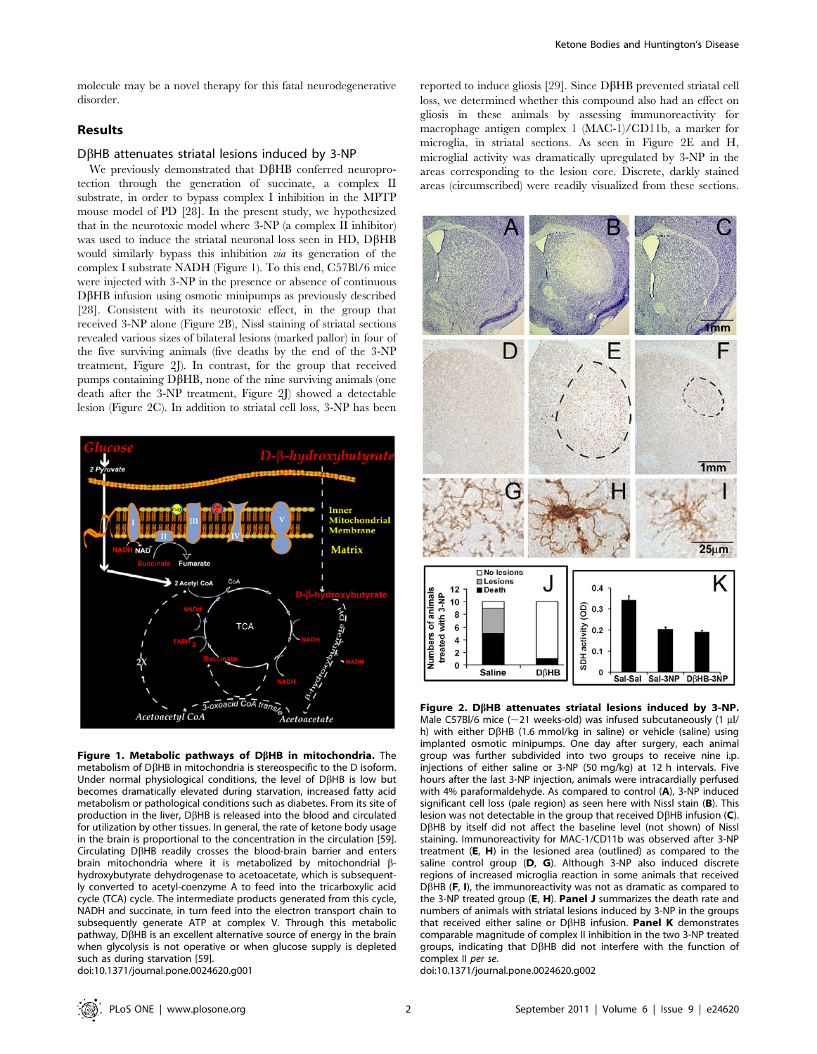molecule may be a novel therapy for this fatal neurodegenerative disorder.

## Results

### DβHB attenuates striatal lesions induced by 3-NP

We previously demonstrated that DβHB conferred neuroprotection through the generation of succinate, a complex II substrate, in order to bypass complex I inhibition in the MPTP mouse model of PD [28]. In the present study, we hypothesized that in the neurotoxic model where 3-NP (a complex II inhibitor) was used to induce the striatal neuronal loss seen in HD, DβHB would similarly bypass this inhibition *via* its generation of the complex I substrate NADH (Figure 1). To this end, C57Bl/6 mice were injected with 3-NP in the presence or absence of continuous DβHB infusion using osmotic minipumps as previously described [28]. Consistent with its neurotoxic effect, in the group that received 3-NP alone (Figure 2B), Nissl staining of striatal sections revealed various sizes of bilateral lesions (marked pallor) in four of the five surviving animals (five deaths by the end of the 3-NP treatment, Figure 2J). In contrast, for the group that received pumps containing DβHB, none of the nine surviving animals (one death after the 3-NP treatment, Figure 2J) showed a detectable lesion (Figure 2C). In addition to striatal cell loss, 3-NP has been reported to induce gliosis [29]. Since DβHB prevented striatal cell loss, we determined whether this compound also had an effect on gliosis in these animals by assessing immunoreactivity for macrophage antigen complex 1 (MAC-1)/CD11b, a marker for microglia, in striatal sections. As seen in Figure 2E and H, microglial activity was dramatically upregulated by 3-NP in the areas corresponding to the lesion core. Discrete, darkly stained areas (circumscribed) were readily visualized from these sections.

**Figure 1. Metabolic pathways of DβHB in mitochondria.** The metabolism of DβHB in mitochondria is stereospecific to the D isoform. Under normal physiological conditions, the level of DβHB is low but becomes dramatically elevated during starvation, increased fatty acid metabolism or pathological conditions such as diabetes. From its site of production in the liver, DβHB is released into the blood and circulated for utilization by other tissues. In general, the rate of ketone body usage in the brain is proportional to the concentration in the circulation [59]. Circulating DβHB readily crosses the blood-brain barrier and enters brain mitochondria where it is metabolized by mitochondrial β-hydroxybutyrate dehydrogenase to acetoacetate, which is subsequently converted to acetyl-coenzyme A to feed into the tricarboxylic acid cycle (TCA) cycle. The intermediate products generated from this cycle, NADH and succinate, in turn feed into the electron transport chain to subsequently generate ATP at complex V. Through this metabolic pathway, DβHB is an excellent alternative source of energy in the brain when glycolysis is not operative or when glucose supply is depleted such as during starvation [59].
doi:10.1371/journal.pone.0024620.g001

**Figure 2. DβHB attenuates striatal lesions induced by 3-NP.** Male C57Bl/6 mice (~21 weeks-old) was infused subcutaneously (1 µl/h) with either DβHB (1.6 mmol/kg in saline) or vehicle (saline) using implanted osmotic minipumps. One day after surgery, each animal group was further subdivided into two groups to receive nine i.p. injections of either saline or 3-NP (50 mg/kg) at 12 h intervals. Five hours after the last 3-NP injection, animals were intracardially perfused with 4% paraformaldehyde. As compared to control (**A**), 3-NP induced significant cell loss (pale region) as seen here with Nissl stain (**B**). This lesion was not detectable in the group that received DβHB infusion (**C**). DβHB by itself did not affect the baseline level (not shown) of Nissl staining. Immunoreactivity for MAC-1/CD11b was observed after 3-NP treatment (**E**, **H**) in the lesioned area (outlined) as compared to the saline control group (**D**, **G**). Although 3-NP also induced discrete regions of increased microglia reaction in some animals that received DβHB (**F**, **I**), the immunoreactivity was not as dramatic as compared to the 3-NP treated group (**E**, **H**). **Panel J** summarizes the death rate and numbers of animals with striatal lesions induced by 3-NP in the groups that received either saline or DβHB infusion. **Panel K** demonstrates comparable magnitude of complex II inhibition in the two 3-NP treated groups, indicating that DβHB did not interfere with the function of complex II *per se*.
doi:10.1371/journal.pone.0024620.g002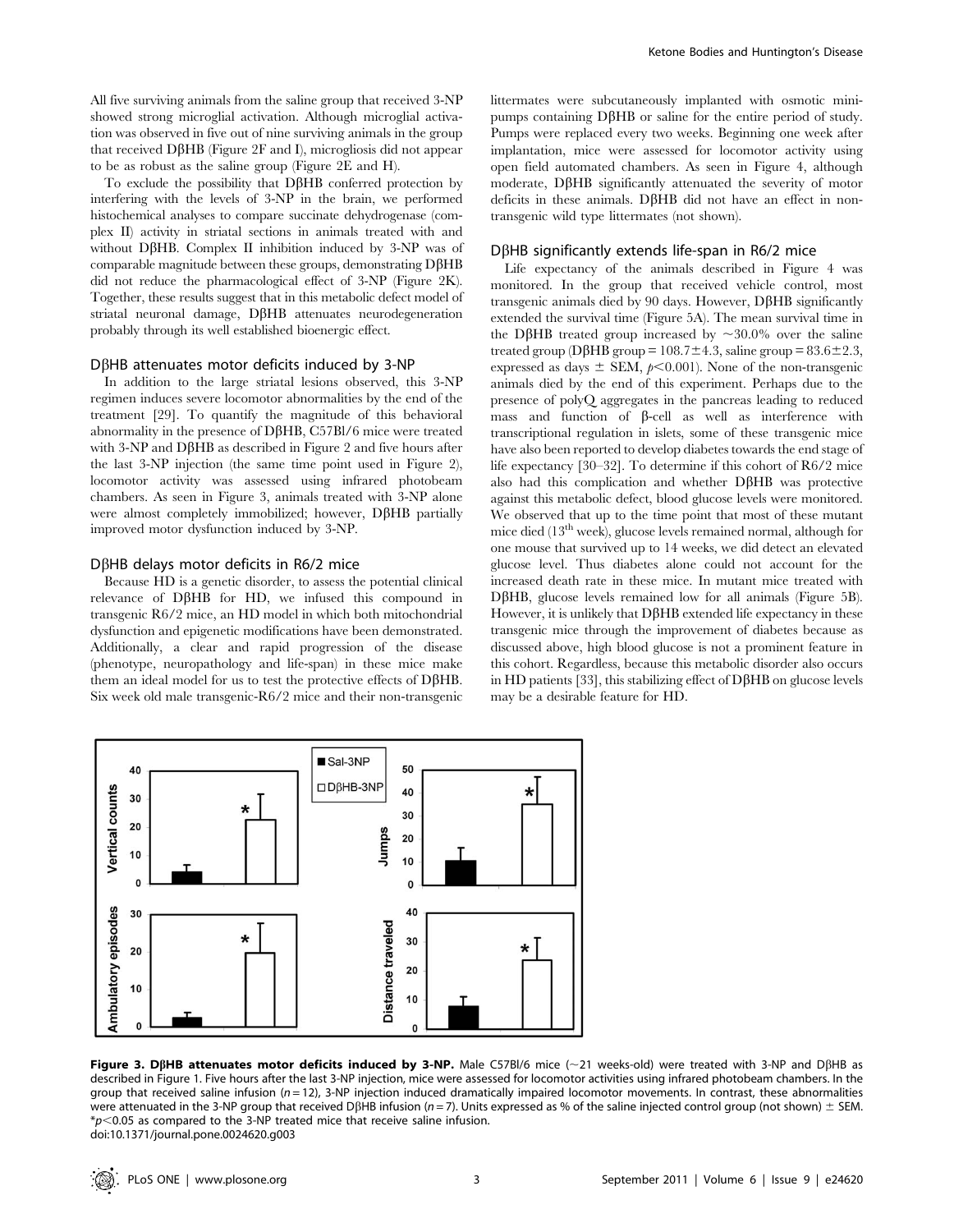All five surviving animals from the saline group that received 3-NP showed strong microglial activation. Although microglial activation was observed in five out of nine surviving animals in the group that received DβHB (Figure 2F and I), microgliosis did not appear to be as robust as the saline group (Figure 2E and H).

To exclude the possibility that DβHB conferred protection by interfering with the levels of 3-NP in the brain, we performed histochemical analyses to compare succinate dehydrogenase (complex II) activity in striatal sections in animals treated with and without DβHB. Complex II inhibition induced by 3-NP was of comparable magnitude between these groups, demonstrating DβHB did not reduce the pharmacological effect of 3-NP (Figure 2K). Together, these results suggest that in this metabolic defect model of striatal neuronal damage, DβHB attenuates neurodegeneration probably through its well established bioenergic effect.

### DβHB attenuates motor deficits induced by 3-NP

In addition to the large striatal lesions observed, this 3-NP regimen induces severe locomotor abnormalities by the end of the treatment [29]. To quantify the magnitude of this behavioral abnormality in the presence of DβHB, C57Bl/6 mice were treated with 3-NP and DβHB as described in Figure 2 and five hours after the last 3-NP injection (the same time point used in Figure 2), locomotor activity was assessed using infrared photobeam chambers. As seen in Figure 3, animals treated with 3-NP alone were almost completely immobilized; however, DβHB partially improved motor dysfunction induced by 3-NP.

### DβHB delays motor deficits in R6/2 mice

Because HD is a genetic disorder, to assess the potential clinical relevance of DβHB for HD, we infused this compound in transgenic R6/2 mice, an HD model in which both mitochondrial dysfunction and epigenetic modifications have been demonstrated. Additionally, a clear and rapid progression of the disease (phenotype, neuropathology and life-span) in these mice make them an ideal model for us to test the protective effects of DβHB. Six week old male transgenic-R6/2 mice and their non-transgenic littermates were subcutaneously implanted with osmotic mini-pumps containing DβHB or saline for the entire period of study. Pumps were replaced every two weeks. Beginning one week after implantation, mice were assessed for locomotor activity using open field automated chambers. As seen in Figure 4, although moderate, DβHB significantly attenuated the severity of motor deficits in these animals. DβHB did not have an effect in non-transgenic wild type littermates (not shown).

### DβHB significantly extends life-span in R6/2 mice

Life expectancy of the animals described in Figure 4 was monitored. In the group that received vehicle control, most transgenic animals died by 90 days. However, DβHB significantly extended the survival time (Figure 5A). The mean survival time in the DβHB treated group increased by ~30.0% over the saline treated group (DβHB group = 108.7±4.3, saline group = 83.6±2.3, expressed as days ± SEM, $p<0.001$). None of the non-transgenic animals died by the end of this experiment. Perhaps due to the presence of polyQ aggregates in the pancreas leading to reduced mass and function of β-cell as well as interference with transcriptional regulation in islets, some of these transgenic mice have also been reported to develop diabetes towards the end stage of life expectancy [30–32]. To determine if this cohort of R6/2 mice also had this complication and whether DβHB was protective against this metabolic defect, blood glucose levels were monitored. We observed that up to the time point that most of these mutant mice died (13th week), glucose levels remained normal, although for one mouse that survived up to 14 weeks, we did detect an elevated glucose level. Thus diabetes alone could not account for the increased death rate in these mice. In mutant mice treated with DβHB, glucose levels remained low for all animals (Figure 5B). However, it is unlikely that DβHB extended life expectancy in these transgenic mice through the improvement of diabetes because as discussed above, high blood glucose is not a prominent feature in this cohort. Regardless, because this metabolic disorder also occurs in HD patients [33], this stabilizing effect of DβHB on glucose levels may be a desirable feature for HD.

**Figure 3. DβHB attenuates motor deficits induced by 3-NP.** Male C57Bl/6 mice (~21 weeks-old) were treated with 3-NP and DβHB as described in Figure 1. Five hours after the last 3-NP injection, mice were assessed for locomotor activities using infrared photobeam chambers. In the group that received saline infusion ($n = 12$), 3-NP injection induced dramatically impaired locomotor movements. In contrast, these abnormalities were attenuated in the 3-NP group that received DβHB infusion ($n = 7$). Units expressed as % of the saline injected control group (not shown) ± SEM. *$p<0.05$ as compared to the 3-NP treated mice that receive saline infusion.
doi:10.1371/journal.pone.0024620.g003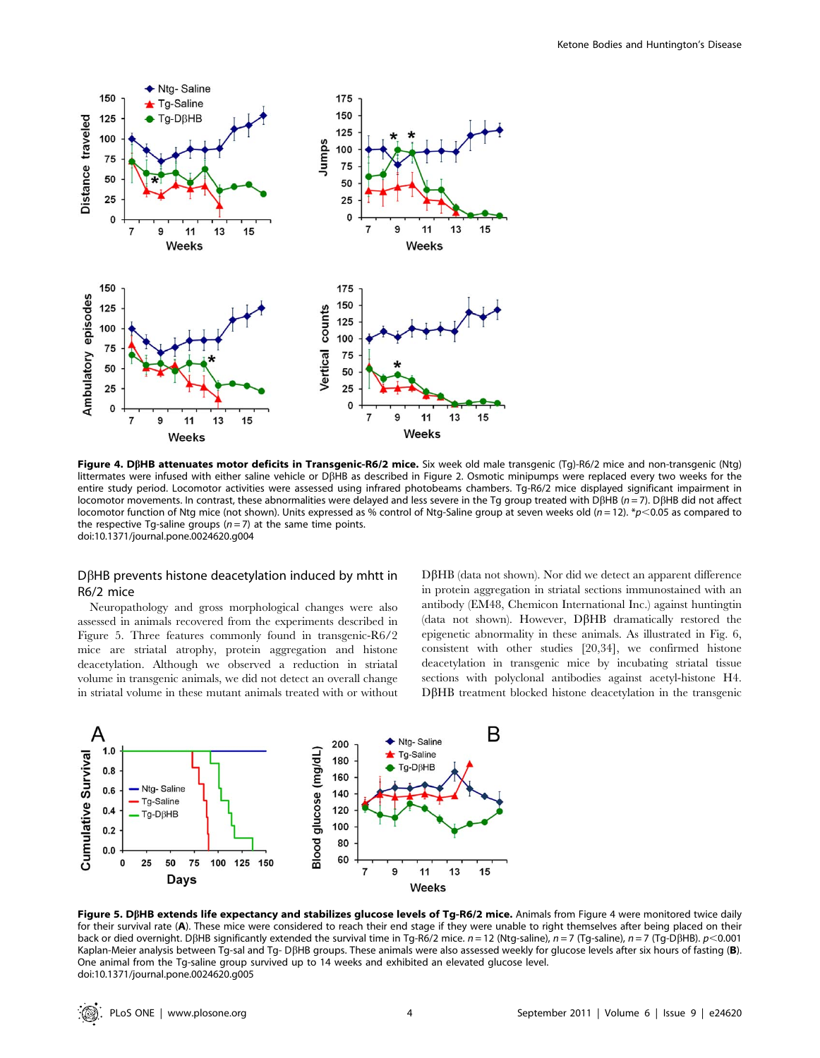**Figure 4. DβHB attenuates motor deficits in Transgenic-R6/2 mice.** Six week old male transgenic (Tg)-R6/2 mice and non-transgenic (Ntg) littermates were infused with either saline vehicle or DβHB as described in Figure 2. Osmotic minipumps were replaced every two weeks for the entire study period. Locomotor activities were assessed using infrared photobeams chambers. Tg-R6/2 mice displayed significant impairment in locomotor movements. In contrast, these abnormalities were delayed and less severe in the Tg group treated with DβHB ($n = 7$). DβHB did not affect locomotor function of Ntg mice (not shown). Units expressed as % control of Ntg-Saline group at seven weeks old ($n = 12$). *$p<0.05$ as compared to the respective Tg-saline groups ($n = 7$) at the same time points.
doi:10.1371/journal.pone.0024620.g004

## DβHB prevents histone deacetylation induced by mhtt in R6/2 mice

Neuropathology and gross morphological changes were also assessed in animals recovered from the experiments described in Figure 5. Three features commonly found in transgenic-R6/2 mice are striatal atrophy, protein aggregation and histone deacetylation. Although we observed a reduction in striatal volume in transgenic animals, we did not detect an overall change in striatal volume in these mutant animals treated with or without DβHB (data not shown). Nor did we detect an apparent difference in protein aggregation in striatal sections immunostained with an antibody (EM48, Chemicon International Inc.) against huntingtin (data not shown). However, DβHB dramatically restored the epigenetic abnormality in these animals. As illustrated in Fig. 6, consistent with other studies [20,34], we confirmed histone deacetylation in transgenic mice by incubating striatal tissue sections with polyclonal antibodies against acetyl-histone H4. DβHB treatment blocked histone deacetylation in the transgenic

**Figure 5. DβHB extends life expectancy and stabilizes glucose levels of Tg-R6/2 mice.** Animals from Figure 4 were monitored twice daily for their survival rate (**A**). These mice were considered to reach their end stage if they were unable to right themselves after being placed on their back or died overnight. DβHB significantly extended the survival time in Tg-R6/2 mice. $n = 12$ (Ntg-saline), $n = 7$ (Tg-saline), $n = 7$ (Tg-DβHB). $p<0.001$ Kaplan-Meier analysis between Tg-sal and Tg- DβHB groups. These animals were also assessed weekly for glucose levels after six hours of fasting (**B**). One animal from the Tg-saline group survived up to 14 weeks and exhibited an elevated glucose level.
doi:10.1371/journal.pone.0024620.g005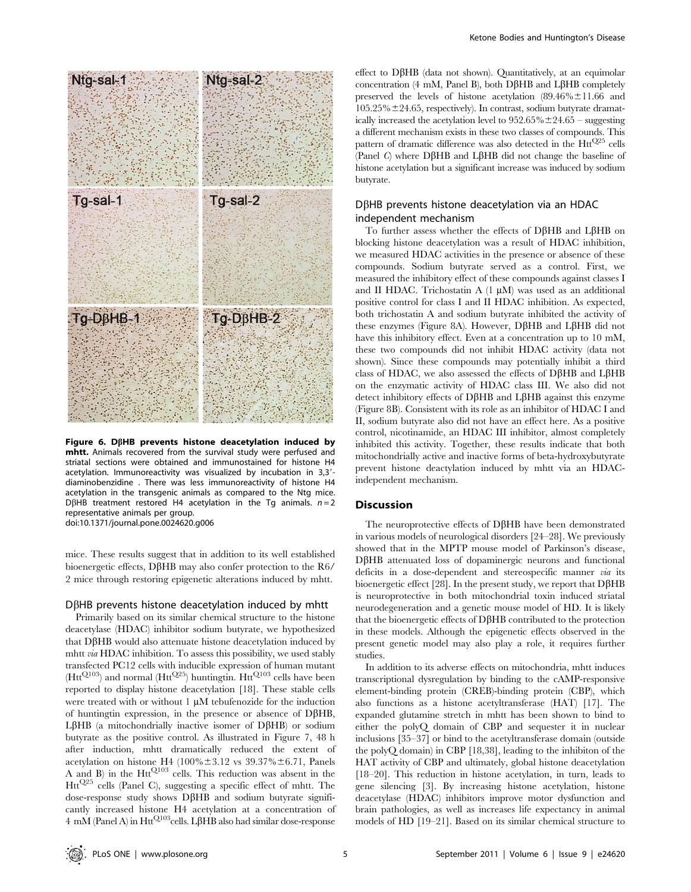**Figure 6. DβHB prevents histone deacetylation induced by mhtt.** Animals recovered from the survival study were perfused and striatal sections were obtained and immunostained for histone H4 acetylation. Immunoreactivity was visualized by incubation in 3,3′-diaminobenzidine . There was less immunoreactivity of histone H4 acetylation in the transgenic animals as compared to the Ntg mice. DβHB treatment restored H4 acetylation in the Tg animals. $n = 2$ representative animals per group.
doi:10.1371/journal.pone.0024620.g006

mice. These results suggest that in addition to its well established bioenergetic effects, DβHB may also confer protection to the R6/2 mice through restoring epigenetic alterations induced by mhtt.

### DβHB prevents histone deacetylation induced by mhtt

Primarily based on its similar chemical structure to the histone deacetylase (HDAC) inhibitor sodium butyrate, we hypothesized that DβHB would also attenuate histone deacetylation induced by mhtt *via* HDAC inhibition. To assess this possibility, we used stably transfected PC12 cells with inducible expression of human mutant ($Htt^{Q103}$) and normal ($Htt^{Q25}$) huntingtin. $Htt^{Q103}$ cells have been reported to display histone deacetylation [18]. These stable cells were treated with or without 1 μM tebufenozide for the induction of huntingtin expression, in the presence or absence of DβHB, LβHB (a mitochondrially inactive isomer of DβHB) or sodium butyrate as the positive control. As illustrated in Figure 7, 48 h after induction, mhtt dramatically reduced the extent of acetylation on histone H4 (100%±3.12 vs 39.37%±6.71, Panels A and B) in the $Htt^{Q103}$ cells. This reduction was absent in the $Htt^{Q25}$ cells (Panel C), suggesting a specific effect of mhtt. The dose-response study shows DβHB and sodium butyrate significantly increased histone H4 acetylation at a concentration of 4 mM (Panel A) in $Htt^{Q103}$cells. LβHB also had similar dose-response effect to DβHB (data not shown). Quantitatively, at an equimolar concentration (4 mM, Panel B), both DβHB and LβHB completely preserved the levels of histone acetylation (89.46%±11.66 and 105.25%±24.65, respectively). In contrast, sodium butyrate dramatically increased the acetylation level to 952.65%±24.65 – suggesting a different mechanism exists in these two classes of compounds. This pattern of dramatic difference was also detected in the $Htt^{Q25}$ cells (Panel C) where DβHB and LβHB did not change the baseline of histone acetylation but a significant increase was induced by sodium butyrate.

### DβHB prevents histone deacetylation via an HDAC independent mechanism

To further assess whether the effects of DβHB and LβHB on blocking histone deacetylation was a result of HDAC inhibition, we measured HDAC activities in the presence or absence of these compounds. Sodium butyrate served as a control. First, we measured the inhibitory effect of these compounds against classes I and II HDAC. Trichostatin A (1 μM) was used as an additional positive control for class I and II HDAC inhibition. As expected, both trichostatin A and sodium butyrate inhibited the activity of these enzymes (Figure 8A). However, DβHB and LβHB did not have this inhibitory effect. Even at a concentration up to 10 mM, these two compounds did not inhibit HDAC activity (data not shown). Since these compounds may potentially inhibit a third class of HDAC, we also assessed the effects of DβHB and LβHB on the enzymatic activity of HDAC class III. We also did not detect inhibitory effects of DβHB and LβHB against this enzyme (Figure 8B). Consistent with its role as an inhibitor of HDAC I and II, sodium butyrate also did not have an effect here. As a positive control, nicotinamide, an HDAC III inhibitor, almost completely inhibited this activity. Together, these results indicate that both mitochondrially active and inactive forms of beta-hydroxybutyrate prevent histone deactylation induced by mhtt via an HDAC-independent mechanism.

## Discussion

The neuroprotective effects of DβHB have been demonstrated in various models of neurological disorders [24–28]. We previously showed that in the MPTP mouse model of Parkinson's disease, DβHB attenuated loss of dopaminergic neurons and functional deficits in a dose-dependent and stereospecific manner *via* its bioenergetic effect [28]. In the present study, we report that DβHB is neuroprotective in both mitochondrial toxin induced striatal neurodegeneration and a genetic mouse model of HD. It is likely that the bioenergetic effects of DβHB contributed to the protection in these models. Although the epigenetic effects observed in the present genetic model may also play a role, it requires further studies.

In addition to its adverse effects on mitochondria, mhtt induces transcriptional dysregulation by binding to the cAMP-responsive element-binding protein (CREB)-binding protein (CBP), which also functions as a histone acetyltransferase (HAT) [17]. The expanded glutamine stretch in mhtt has been shown to bind to either the polyQ domain of CBP and sequester it in nuclear inclusions [35–37] or bind to the acetyltransferase domain (outside the polyQ domain) in CBP [18,38], leading to the inhibiton of the HAT activity of CBP and ultimately, global histone deacetylation [18–20]. This reduction in histone acetylation, in turn, leads to gene silencing [3]. By increasing histone acetylation, histone deacetylase (HDAC) inhibitors improve motor dysfunction and brain pathologies, as well as increases life expectancy in animal models of HD [19–21]. Based on its similar chemical structure to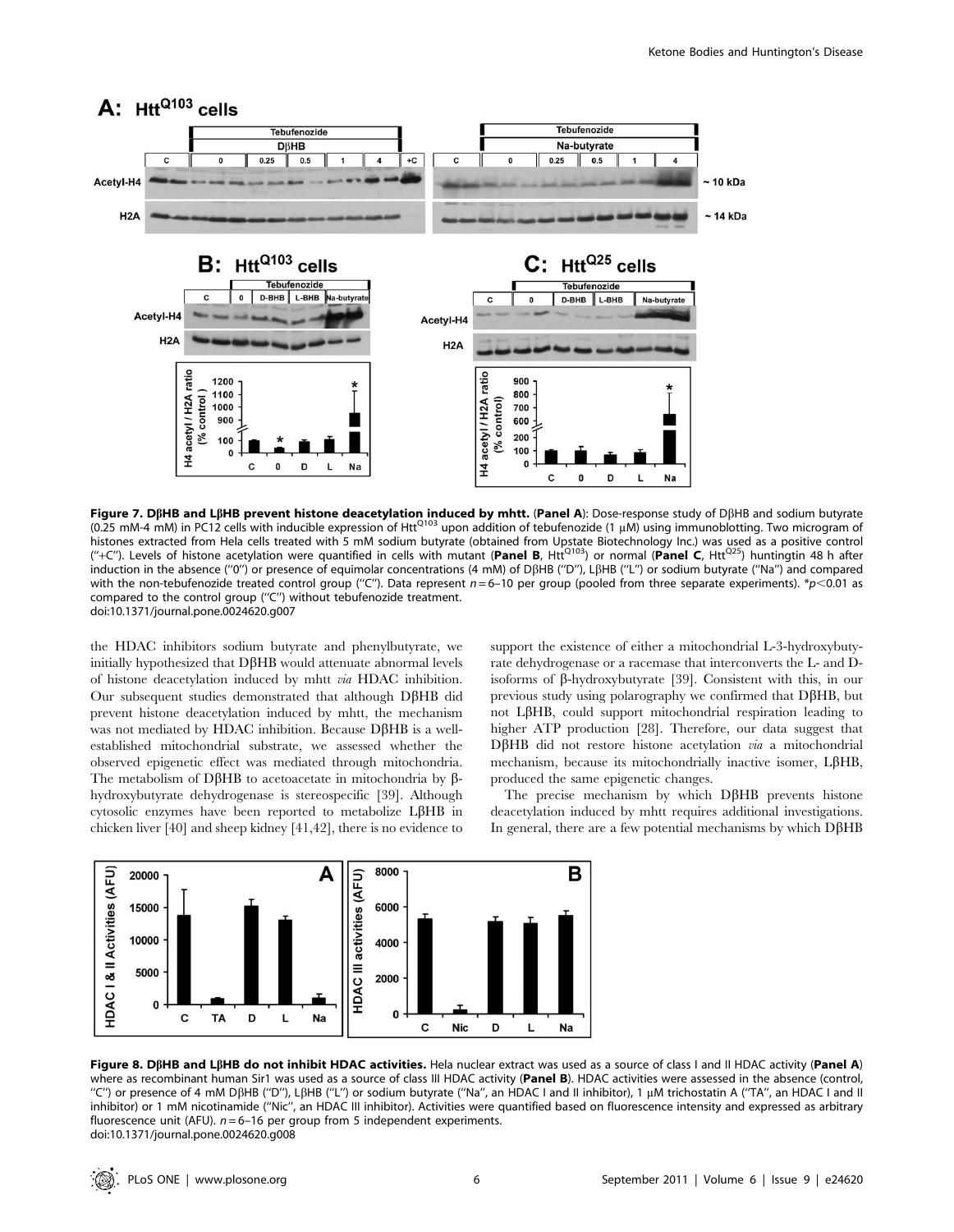**Figure 7. DβHB and LβHB prevent histone deacetylation induced by mhtt.** (**Panel A**): Dose-response study of DβHB and sodium butyrate (0.25 mM-4 mM) in PC12 cells with inducible expression of Htt[Q103] upon addition of tebufenozide (1 μM) using immunoblotting. Two microgram of histones extracted from Hela cells treated with 5 mM sodium butyrate (obtained from Upstate Biotechnology Inc.) was used as a positive control ("+C"). Levels of histone acetylation were quantified in cells with mutant (**Panel B**, Htt[Q103]) or normal (**Panel C**, Htt[Q25]) huntingtin 48 h after induction in the absence ("0") or presence of equimolar concentrations (4 mM) of DβHB ("D"), LβHB ("L") or sodium butyrate ("Na") and compared with the non-tebufenozide treated control group ("C"). Data represent $n = 6$–10 per group (pooled from three separate experiments). *$p < 0.01$ as compared to the control group ("C") without tebufenozide treatment.
doi:10.1371/journal.pone.0024620.g007

the HDAC inhibitors sodium butyrate and phenylbutyrate, we initially hypothesized that DβHB would attenuate abnormal levels of histone deacetylation induced by mhtt *via* HDAC inhibition. Our subsequent studies demonstrated that although DβHB did prevent histone deacetylation induced by mhtt, the mechanism was not mediated by HDAC inhibition. Because DβHB is a well-established mitochondrial substrate, we assessed whether the observed epigenetic effect was mediated through mitochondria. The metabolism of DβHB to acetoacetate in mitochondria by β-hydroxybutyrate dehydrogenase is stereospecific [39]. Although cytosolic enzymes have been reported to metabolize LβHB in chicken liver [40] and sheep kidney [41,42], there is no evidence to support the existence of either a mitochondrial L-3-hydroxybutyrate dehydrogenase or a racemase that interconverts the L- and D-isoforms of β-hydroxybutyrate [39]. Consistent with this, in our previous study using polarography we confirmed that DβHB, but not LβHB, could support mitochondrial respiration leading to higher ATP production [28]. Therefore, our data suggest that DβHB did not restore histone acetylation *via* a mitochondrial mechanism, because its mitochondrially inactive isomer, LβHB, produced the same epigenetic changes.

The precise mechanism by which DβHB prevents histone deacetylation induced by mhtt requires additional investigations. In general, there are a few potential mechanisms by which DβHB

**Figure 8. DβHB and LβHB do not inhibit HDAC activities.** Hela nuclear extract was used as a source of class I and II HDAC activity (**Panel A**) where as recombinant human Sir1 was used as a source of class III HDAC activity (**Panel B**). HDAC activities were assessed in the absence (control, "C") or presence of 4 mM DβHB ("D"), LβHB ("L") or sodium butyrate ("Na", an HDAC I and II inhibitor), 1 μM trichostatin A ("TA", an HDAC I and II inhibitor) or 1 mM nicotinamide ("Nic", an HDAC III inhibitor). Activities were quantified based on fluorescence intensity and expressed as arbitrary fluorescence unit (AFU). $n = 6$–16 per group from 5 independent experiments.
doi:10.1371/journal.pone.0024620.g008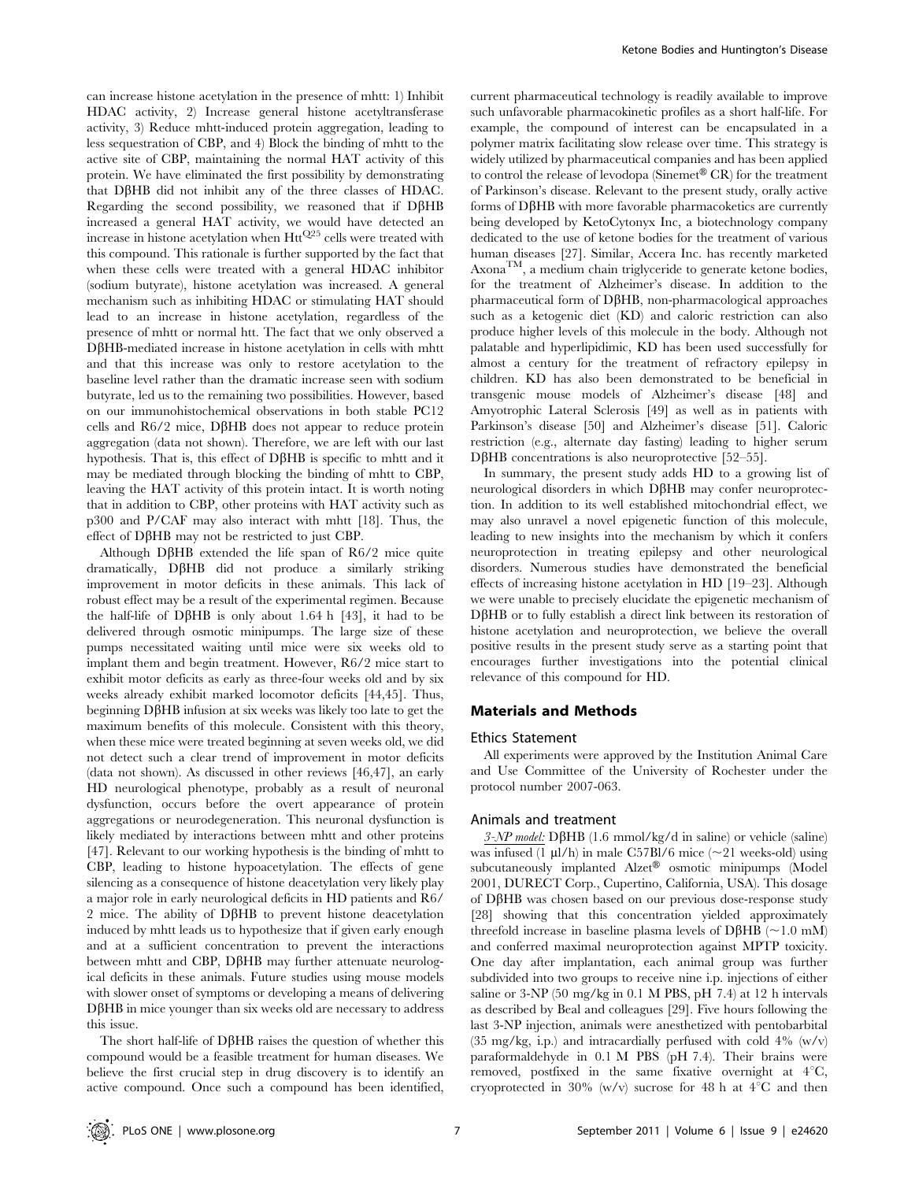can increase histone acetylation in the presence of mhtt: 1) Inhibit HDAC activity, 2) Increase general histone acetyltransferase activity, 3) Reduce mhtt-induced protein aggregation, leading to less sequestration of CBP, and 4) Block the binding of mhtt to the active site of CBP, maintaining the normal HAT activity of this protein. We have eliminated the first possibility by demonstrating that DβHB did not inhibit any of the three classes of HDAC. Regarding the second possibility, we reasoned that if DβHB increased a general HAT activity, we would have detected an increase in histone acetylation when $Htt^{Q25}$ cells were treated with this compound. This rationale is further supported by the fact that when these cells were treated with a general HDAC inhibitor (sodium butyrate), histone acetylation was increased. A general mechanism such as inhibiting HDAC or stimulating HAT should lead to an increase in histone acetylation, regardless of the presence of mhtt or normal htt. The fact that we only observed a DβHB-mediated increase in histone acetylation in cells with mhtt and that this increase was only to restore acetylation to the baseline level rather than the dramatic increase seen with sodium butyrate, led us to the remaining two possibilities. However, based on our immunohistochemical observations in both stable PC12 cells and R6/2 mice, DβHB does not appear to reduce protein aggregation (data not shown). Therefore, we are left with our last hypothesis. That is, this effect of DβHB is specific to mhtt and it may be mediated through blocking the binding of mhtt to CBP, leaving the HAT activity of this protein intact. It is worth noting that in addition to CBP, other proteins with HAT activity such as p300 and P/CAF may also interact with mhtt [18]. Thus, the effect of DβHB may not be restricted to just CBP.

Although DβHB extended the life span of R6/2 mice quite dramatically, DβHB did not produce a similarly striking improvement in motor deficits in these animals. This lack of robust effect may be a result of the experimental regimen. Because the half-life of DβHB is only about 1.64 h [43], it had to be delivered through osmotic minipumps. The large size of these pumps necessitated waiting until mice were six weeks old to implant them and begin treatment. However, R6/2 mice start to exhibit motor deficits as early as three-four weeks old and by six weeks already exhibit marked locomotor deficits [44,45]. Thus, beginning DβHB infusion at six weeks was likely too late to get the maximum benefits of this molecule. Consistent with this theory, when these mice were treated beginning at seven weeks old, we did not detect such a clear trend of improvement in motor deficits (data not shown). As discussed in other reviews [46,47], an early HD neurological phenotype, probably as a result of neuronal dysfunction, occurs before the overt appearance of protein aggregations or neurodegeneration. This neuronal dysfunction is likely mediated by interactions between mhtt and other proteins [47]. Relevant to our working hypothesis is the binding of mhtt to CBP, leading to histone hypoacetylation. The effects of gene silencing as a consequence of histone deacetylation very likely play a major role in early neurological deficits in HD patients and R6/2 mice. The ability of DβHB to prevent histone deacetylation induced by mhtt leads us to hypothesize that if given early enough and at a sufficient concentration to prevent the interactions between mhtt and CBP, DβHB may further attenuate neurological deficits in these animals. Future studies using mouse models with slower onset of symptoms or developing a means of delivering DβHB in mice younger than six weeks old are necessary to address this issue.

The short half-life of DβHB raises the question of whether this compound would be a feasible treatment for human diseases. We believe the first crucial step in drug discovery is to identify an active compound. Once such a compound has been identified, current pharmaceutical technology is readily available to improve such unfavorable pharmacokinetic profiles as a short half-life. For example, the compound of interest can be encapsulated in a polymer matrix facilitating slow release over time. This strategy is widely utilized by pharmaceutical companies and has been applied to control the release of levodopa (Sinemet® CR) for the treatment of Parkinson's disease. Relevant to the present study, orally active forms of DβHB with more favorable pharmacoketics are currently being developed by KetoCytonyx Inc, a biotechnology company dedicated to the use of ketone bodies for the treatment of various human diseases [27]. Similar, Accera Inc. has recently marketed Axona™, a medium chain triglyceride to generate ketone bodies, for the treatment of Alzheimer's disease. In addition to the pharmaceutical form of DβHB, non-pharmacological approaches such as a ketogenic diet (KD) and caloric restriction can also produce higher levels of this molecule in the body. Although not palatable and hyperlipidimic, KD has been used successfully for almost a century for the treatment of refractory epilepsy in children. KD has also been demonstrated to be beneficial in transgenic mouse models of Alzheimer's disease [48] and Amyotrophic Lateral Sclerosis [49] as well as in patients with Parkinson's disease [50] and Alzheimer's disease [51]. Caloric restriction (e.g., alternate day fasting) leading to higher serum DβHB concentrations is also neuroprotective [52–55].

In summary, the present study adds HD to a growing list of neurological disorders in which DβHB may confer neuroprotection. In addition to its well established mitochondrial effect, we may also unravel a novel epigenetic function of this molecule, leading to new insights into the mechanism by which it confers neuroprotection in treating epilepsy and other neurological disorders. Numerous studies have demonstrated the beneficial effects of increasing histone acetylation in HD [19–23]. Although we were unable to precisely elucidate the epigenetic mechanism of DβHB or to fully establish a direct link between its restoration of histone acetylation and neuroprotection, we believe the overall positive results in the present study serve as a starting point that encourages further investigations into the potential clinical relevance of this compound for HD.

## Materials and Methods

### Ethics Statement

All experiments were approved by the Institution Animal Care and Use Committee of the University of Rochester under the protocol number 2007-063.

### Animals and treatment

*3-NP model:* DβHB (1.6 mmol/kg/d in saline) or vehicle (saline) was infused (1 µl/h) in male C57Bl/6 mice (~21 weeks-old) using subcutaneously implanted Alzet® osmotic minipumps (Model 2001, DURECT Corp., Cupertino, California, USA). This dosage of DβHB was chosen based on our previous dose-response study [28] showing that this concentration yielded approximately threefold increase in baseline plasma levels of DβHB (~1.0 mM) and conferred maximal neuroprotection against MPTP toxicity. One day after implantation, each animal group was further subdivided into two groups to receive nine i.p. injections of either saline or 3-NP (50 mg/kg in 0.1 M PBS, pH 7.4) at 12 h intervals as described by Beal and colleagues [29]. Five hours following the last 3-NP injection, animals were anesthetized with pentobarbital (35 mg/kg, i.p.) and intracardially perfused with cold 4% (w/v) paraformaldehyde in 0.1 M PBS (pH 7.4). Their brains were removed, postfixed in the same fixative overnight at 4°C, cryoprotected in 30% (w/v) sucrose for 48 h at 4°C and then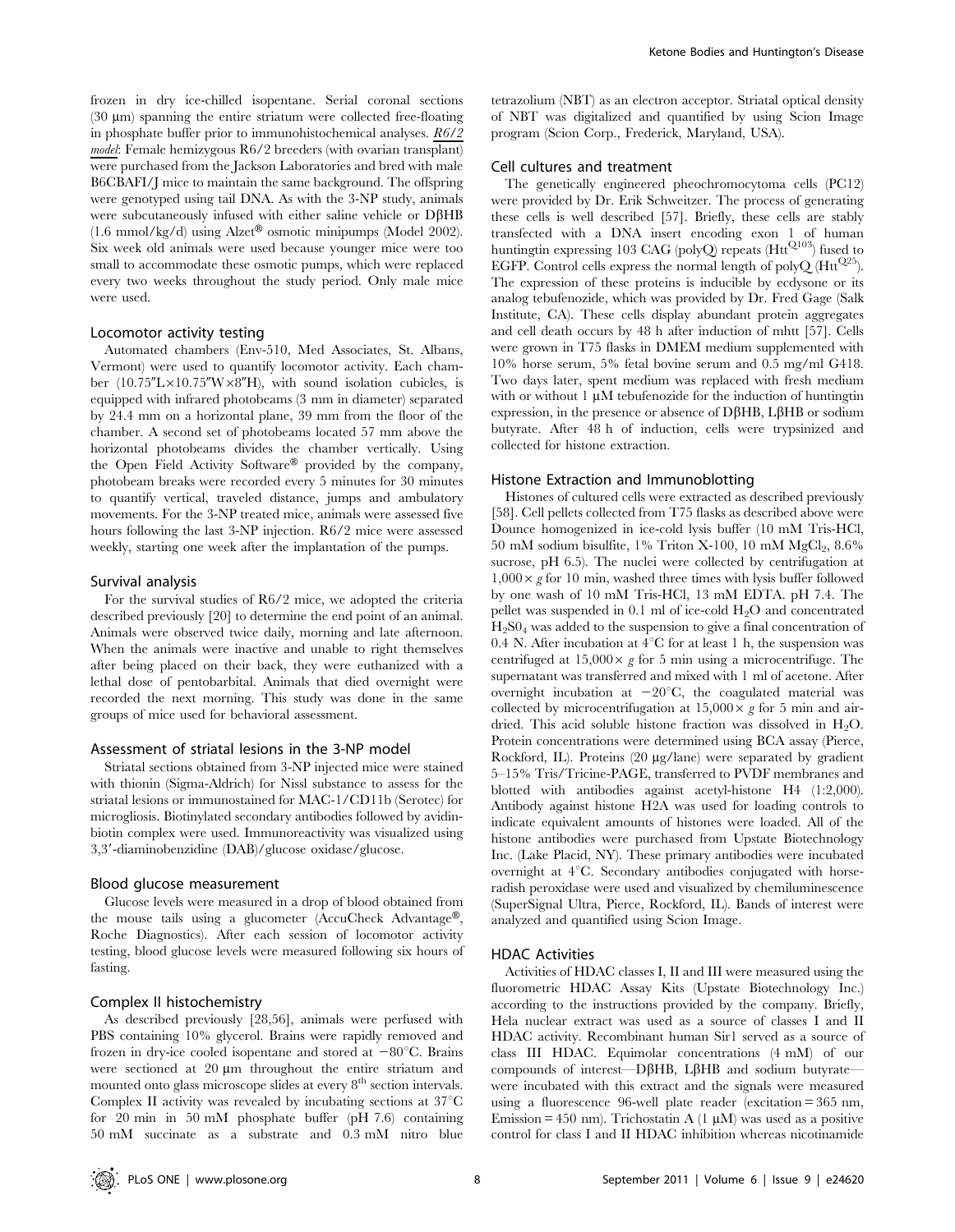frozen in dry ice-chilled isopentane. Serial coronal sections (30 µm) spanning the entire striatum were collected free-floating in phosphate buffer prior to immunohistochemical analyses. *R6/2 model*: Female hemizygous R6/2 breeders (with ovarian transplant) were purchased from the Jackson Laboratories and bred with male B6CBAFI/J mice to maintain the same background. The offspring were genotyped using tail DNA. As with the 3-NP study, animals were subcutaneously infused with either saline vehicle or DβHB (1.6 mmol/kg/d) using Alzet® osmotic minipumps (Model 2002). Six week old animals were used because younger mice were too small to accommodate these osmotic pumps, which were replaced every two weeks throughout the study period. Only male mice were used.

### Locomotor activity testing

Automated chambers (Env-510, Med Associates, St. Albans, Vermont) were used to quantify locomotor activity. Each chamber (10.75″L×10.75″W×8″H), with sound isolation cubicles, is equipped with infrared photobeams (3 mm in diameter) separated by 24.4 mm on a horizontal plane, 39 mm from the floor of the chamber. A second set of photobeams located 57 mm above the horizontal photobeams divides the chamber vertically. Using the Open Field Activity Software® provided by the company, photobeam breaks were recorded every 5 minutes for 30 minutes to quantify vertical, traveled distance, jumps and ambulatory movements. For the 3-NP treated mice, animals were assessed five hours following the last 3-NP injection. R6/2 mice were assessed weekly, starting one week after the implantation of the pumps.

### Survival analysis

For the survival studies of R6/2 mice, we adopted the criteria described previously [20] to determine the end point of an animal. Animals were observed twice daily, morning and late afternoon. When the animals were inactive and unable to right themselves after being placed on their back, they were euthanized with a lethal dose of pentobarbital. Animals that died overnight were recorded the next morning. This study was done in the same groups of mice used for behavioral assessment.

### Assessment of striatal lesions in the 3-NP model

Striatal sections obtained from 3-NP injected mice were stained with thionin (Sigma-Aldrich) for Nissl substance to assess for the striatal lesions or immunostained for MAC-1/CD11b (Serotec) for microgliosis. Biotinylated secondary antibodies followed by avidin-biotin complex were used. Immunoreactivity was visualized using 3,3′-diaminobenzidine (DAB)/glucose oxidase/glucose.

### Blood glucose measurement

Glucose levels were measured in a drop of blood obtained from the mouse tails using a glucometer (AccuCheck Advantage®, Roche Diagnostics). After each session of locomotor activity testing, blood glucose levels were measured following six hours of fasting.

### Complex II histochemistry

As described previously [28,56], animals were perfused with PBS containing 10% glycerol. Brains were rapidly removed and frozen in dry-ice cooled isopentane and stored at −80°C. Brains were sectioned at 20 µm throughout the entire striatum and mounted onto glass microscope slides at every 8th section intervals. Complex II activity was revealed by incubating sections at 37°C for 20 min in 50 mM phosphate buffer (pH 7.6) containing 50 mM succinate as a substrate and 0.3 mM nitro blue tetrazolium (NBT) as an electron acceptor. Striatal optical density of NBT was digitalized and quantified by using Scion Image program (Scion Corp., Frederick, Maryland, USA).

### Cell cultures and treatment

The genetically engineered pheochromocytoma cells (PC12) were provided by Dr. Erik Schweitzer. The process of generating these cells is well described [57]. Briefly, these cells are stably transfected with a DNA insert encoding exon 1 of human huntingtin expressing 103 CAG (polyQ) repeats ($Htt^{Q103}$) fused to EGFP. Control cells express the normal length of polyQ ($Htt^{Q25}$). The expression of these proteins is inducible by ecdysone or its analog tebufenozide, which was provided by Dr. Fred Gage (Salk Institute, CA). These cells display abundant protein aggregates and cell death occurs by 48 h after induction of mhtt [57]. Cells were grown in T75 flasks in DMEM medium supplemented with 10% horse serum, 5% fetal bovine serum and 0.5 mg/ml G418. Two days later, spent medium was replaced with fresh medium with or without 1 µM tebufenozide for the induction of huntingtin expression, in the presence or absence of DβHB, LβHB or sodium butyrate. After 48 h of induction, cells were trypsinized and collected for histone extraction.

### Histone Extraction and Immunoblotting

Histones of cultured cells were extracted as described previously [58]. Cell pellets collected from T75 flasks as described above were Dounce homogenized in ice-cold lysis buffer (10 mM Tris-HCl, 50 mM sodium bisulfite, 1% Triton X-100, 10 mM $MgCl_2$, 8.6% sucrose, pH 6.5). The nuclei were collected by centrifugation at 1,000× *g* for 10 min, washed three times with lysis buffer followed by one wash of 10 mM Tris-HCl, 13 mM EDTA. pH 7.4. The pellet was suspended in 0.1 ml of ice-cold $H_2O$ and concentrated $H_2SO_4$ was added to the suspension to give a final concentration of 0.4 N. After incubation at 4°C for at least 1 h, the suspension was centrifuged at 15,000× *g* for 5 min using a microcentrifuge. The supernatant was transferred and mixed with 1 ml of acetone. After overnight incubation at −20°C, the coagulated material was collected by microcentrifugation at 15,000× *g* for 5 min and air-dried. This acid soluble histone fraction was dissolved in $H_2O$. Protein concentrations were determined using BCA assay (Pierce, Rockford, IL). Proteins (20 µg/lane) were separated by gradient 5–15% Tris/Tricine-PAGE, transferred to PVDF membranes and blotted with antibodies against acetyl-histone H4 (1:2,000). Antibody against histone H2A was used for loading controls to indicate equivalent amounts of histones were loaded. All of the histone antibodies were purchased from Upstate Biotechnology Inc. (Lake Placid, NY). These primary antibodies were incubated overnight at 4°C. Secondary antibodies conjugated with horse-radish peroxidase were used and visualized by chemiluminescence (SuperSignal Ultra, Pierce, Rockford, IL). Bands of interest were analyzed and quantified using Scion Image.

### HDAC Activities

Activities of HDAC classes I, II and III were measured using the fluorometric HDAC Assay Kits (Upstate Biotechnology Inc.) according to the instructions provided by the company. Briefly, Hela nuclear extract was used as a source of classes I and II HDAC activity. Recombinant human Sir1 served as a source of class III HDAC. Equimolar concentrations (4 mM) of our compounds of interest—DβHB, LβHB and sodium butyrate—were incubated with this extract and the signals were measured using a fluorescence 96-well plate reader (excitation = 365 nm, Emission = 450 nm). Trichostatin A (1 µM) was used as a positive control for class I and II HDAC inhibition whereas nicotinamide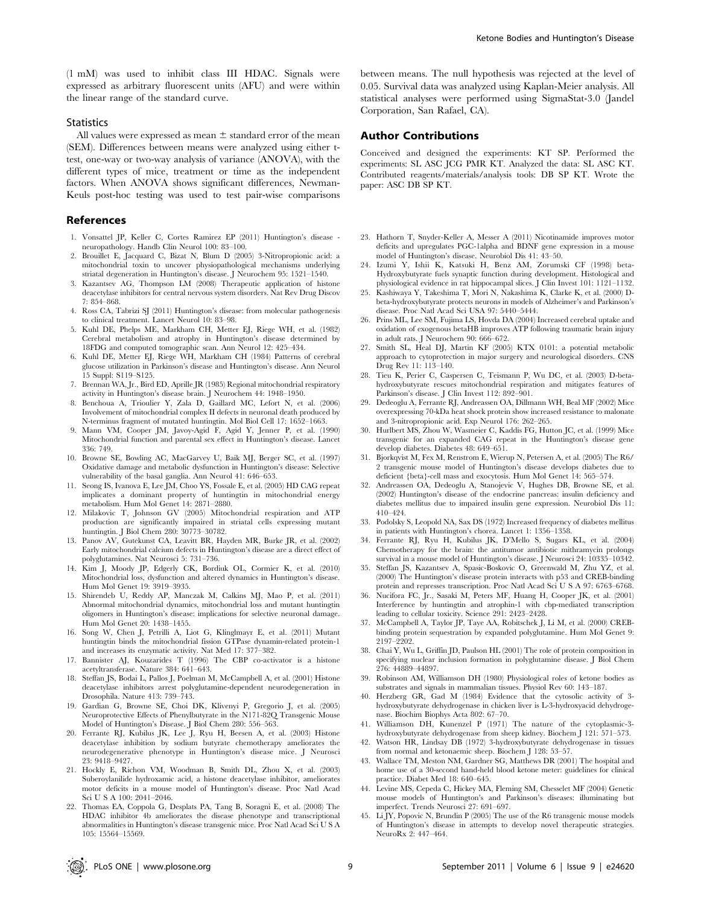(1 mM) was used to inhibit class III HDAC. Signals were expressed as arbitrary fluorescent units (AFU) and were within the linear range of the standard curve.

### Statistics

All values were expressed as mean ± standard error of the mean (SEM). Differences between means were analyzed using either t-test, one-way or two-way analysis of variance (ANOVA), with the different types of mice, treatment or time as the independent factors. When ANOVA shows significant differences, Newman-Keuls post-hoc testing was used to test pair-wise comparisons between means. The null hypothesis was rejected at the level of 0.05. Survival data was analyzed using Kaplan-Meier analysis. All statistical analyses were performed using SigmaStat-3.0 (Jandel Corporation, San Rafael, CA).

## Author Contributions

Conceived and designed the experiments: KT SP. Performed the experiments: SL ASC JCG PMR KT. Analyzed the data: SL ASC KT. Contributed reagents/materials/analysis tools: DB SP KT. Wrote the paper: ASC DB SP KT.

## References

1. Vonsattel JP, Keller C, Cortes Ramirez EP (2011) Huntington's disease - neuropathology. Handb Clin Neurol 100: 83–100.
2. Brouillet E, Jacquard C, Bizat N, Blum D (2005) 3-Nitropropionic acid: a mitochondrial toxin to uncover physiopathological mechanisms underlying striatal degeneration in Huntington's disease. J Neurochem 95: 1521–1540.
3. Kazantsev AG, Thompson LM (2008) Therapeutic application of histone deacetylase inhibitors for central nervous system disorders. Nat Rev Drug Discov 7: 854–868.
4. Ross CA, Tabrizi SJ (2011) Huntington's disease: from molecular pathogenesis to clinical treatment. Lancet Neurol 10: 83–98.
5. Kuhl DE, Phelps ME, Markham CH, Metter EJ, Riege WH, et al. (1982) Cerebral metabolism and atrophy in Huntington's disease determined by 18FDG and computed tomographic scan. Ann Neurol 12: 425–434.
6. Kuhl DE, Metter EJ, Riege WH, Markham CH (1984) Patterns of cerebral glucose utilization in Parkinson's disease and Huntington's disease. Ann Neurol 15 Suppl: S119–S125.
7. Brennan WA, Jr., Bird ED, Aprille JR (1985) Regional mitochondrial respiratory activity in Huntington's disease brain. J Neurochem 44: 1948–1950.
8. Benchoua A, Trioulier Y, Zala D, Gaillard MC, Lefort N, et al. (2006) Involvement of mitochondrial complex II defects in neuronal death produced by N-terminus fragment of mutated huntingtin. Mol Biol Cell 17: 1652–1663.
9. Mann VM, Cooper JM, Javoy-Agid F, Agid Y, Jenner P, et al. (1990) Mitochondrial function and parental sex effect in Huntington's disease. Lancet 336: 749.
10. Browne SE, Bowling AC, MacGarvey U, Baik MJ, Berger SC, et al. (1997) Oxidative damage and metabolic dysfunction in Huntington's disease: Selective vulnerability of the basal ganglia. Ann Neurol 41: 646–653.
11. Seong IS, Ivanova E, Lee JM, Choo YS, Fossale E, et al. (2005) HD CAG repeat implicates a dominant property of huntingtin in mitochondrial energy metabolism. Hum Mol Genet 14: 2871–2880.
12. Milakovic T, Johnson GV (2005) Mitochondrial respiration and ATP production are significantly impaired in striatal cells expressing mutant huntingtin. J Biol Chem 280: 30773–30782.
13. Panov AV, Gutekunst CA, Leavitt BR, Hayden MR, Burke JR, et al. (2002) Early mitochondrial calcium defects in Huntington's disease are a direct effect of polyglutamines. Nat Neurosci 5: 731–736.
14. Kim J, Moody JP, Edgerly CK, Bordiuk OL, Cormier K, et al. (2010) Mitochondrial loss, dysfunction and altered dynamics in Huntington's disease. Hum Mol Genet 19: 3919–3935.
15. Shirendeb U, Reddy AP, Manczak M, Calkins MJ, Mao P, et al. (2011) Abnormal mitochondrial dynamics, mitochondrial loss and mutant huntingtin oligomers in Huntington's disease: implications for selective neuronal damage. Hum Mol Genet 20: 1438–1455.
16. Song W, Chen J, Petrilli A, Liot G, Klinglmayr E, et al. (2011) Mutant huntingtin binds the mitochondrial fission GTPase dynamin-related protein-1 and increases its enzymatic activity. Nat Med 17: 377–382.
17. Bannister AJ, Kouzarides T (1996) The CBP co-activator is a histone acetyltransferase. Nature 384: 641–643.
18. Steffan JS, Bodai L, Pallos J, Poelman M, McCampbell A, et al. (2001) Histone deacetylase inhibitors arrest polyglutamine-dependent neurodegeneration in Drosophila. Nature 413: 739–743.
19. Gardian G, Browne SE, Choi DK, Klivenyi P, Gregorio J, et al. (2005) Neuroprotective Effects of Phenylbutyrate in the N171-82Q Transgenic Mouse Model of Huntington's Disease. J Biol Chem 280: 556–563.
20. Ferrante RJ, Kubilus JK, Lee J, Ryu H, Beesen A, et al. (2003) Histone deacetylase inhibition by sodium butyrate chemotherapy ameliorates the neurodegenerative phenotype in Huntington's disease mice. J Neurosci 23: 9418–9427.
21. Hockly E, Richon VM, Woodman B, Smith DL, Zhou X, et al. (2003) Suberoylanilide hydroxamic acid, a histone deacetylase inhibitor, ameliorates motor deficits in a mouse model of Huntington's disease. Proc Natl Acad Sci U S A 100: 2041–2046.
22. Thomas EA, Coppola G, Desplats PA, Tang B, Soragni E, et al. (2008) The HDAC inhibitor 4b ameliorates the disease phenotype and transcriptional abnormalities in Huntington's disease transgenic mice. Proc Natl Acad Sci U S A 105: 15564–15569.
23. Hathorn T, Snyder-Keller A, Messer A (2011) Nicotinamide improves motor deficits and upregulates PGC-1alpha and BDNF gene expression in a mouse model of Huntington's disease. Neurobiol Dis 41: 43–50.
24. Izumi Y, Ishii K, Katsuki H, Benz AM, Zorumski CF (1998) beta-Hydroxybutyrate fuels synaptic function during development. Histological and physiological evidence in rat hippocampal slices. J Clin Invest 101: 1121–1132.
25. Kashiwaya Y, Takeshima T, Mori N, Nakashima K, Clarke K, et al. (2000) D-beta-hydroxybutyrate protects neurons in models of Alzheimer's and Parkinson's disease. Proc Natl Acad Sci USA 97: 5440–5444.
26. Prins ML, Lee SM, Fujima LS, Hovda DA (2004) Increased cerebral uptake and oxidation of exogenous betaHB improves ATP following traumatic brain injury in adult rats. J Neurochem 90: 666–672.
27. Smith SL, Heal DJ, Martin KF (2005) KTX 0101: a potential metabolic approach to cytoprotection in major surgery and neurological disorders. CNS Drug Rev 11: 113–140.
28. Tieu K, Perier C, Caspersen C, Teismann P, Wu DC, et al. (2003) D-beta-hydroxybutyrate rescues mitochondrial respiration and mitigates features of Parkinson's disease. J Clin Invest 112: 892–901.
29. Dedeoglu A, Ferrante RJ, Andreassen OA, Dillmann WH, Beal MF (2002) Mice overexpressing 70-kDa heat shock protein show increased resistance to malonate and 3-nitropropionic acid. Exp Neurol 176: 262–265.
30. Hurlbert MS, Zhou W, Wasmeier C, Kaddis FG, Hutton JC, et al. (1999) Mice transgenic for an expanded CAG repeat in the Huntington's disease gene develop diabetes. Diabetes 48: 649–651.
31. Bjorkqvist M, Fex M, Renstrom E, Wierup N, Petersen A, et al. (2005) The R6/2 transgenic mouse model of Huntington's disease develops diabetes due to deficient {beta}-cell mass and exocytosis. Hum Mol Genet 14: 565–574.
32. Andreassen OA, Dedeoglu A, Stanojevic V, Hughes DB, Browne SE, et al. (2002) Huntington's disease of the endocrine pancreas: insulin deficiency and diabetes mellitus due to impaired insulin gene expression. Neurobiol Dis 11: 410–424.
33. Podolsky S, Leopold NA, Sax DS (1972) Increased frequency of diabetes mellitus in patients with Huntington's chorea. Lancet 1: 1356–1358.
34. Ferrante RJ, Ryu H, Kubilus JK, D'Mello S, Sugars KL, et al. (2004) Chemotherapy for the brain: the antitumor antibiotic mithramycin prolongs survival in a mouse model of Huntington's disease. J Neurosci 24: 10335–10342.
35. Steffan JS, Kazantsev A, Spasic-Boskovic O, Greenwald M, Zhu YZ, et al. (2000) The Huntington's disease protein interacts with p53 and CREB-binding protein and represses transcription. Proc Natl Acad Sci U S A 97: 6763–6768.
36. Nucifora FC, Jr., Sasaki M, Peters MF, Huang H, Cooper JK, et al. (2001) Interference by huntingtin and atrophin-1 with cbp-mediated transcription leading to cellular toxicity. Science 291: 2423–2428.
37. McCampbell A, Taylor JP, Taye AA, Robitschek J, Li M, et al. (2000) CREB-binding protein sequestration by expanded polyglutamine. Hum Mol Genet 9: 2197–2202.
38. Chai Y, Wu L, Griffin JD, Paulson HL (2001) The role of protein composition in specifying nuclear inclusion formation in polyglutamine disease. J Biol Chem 276: 44889–44897.
39. Robinson AM, Williamson DH (1980) Physiological roles of ketone bodies as substrates and signals in mammalian tissues. Physiol Rev 60: 143–187.
40. Herzberg GR, Gad M (1984) Evidence that the cytosolic activity of 3-hydroxybutyrate dehydrogenase in chicken liver is L-3-hydroxyacid dehydrogenase. Biochim Biophys Acta 802: 67–70.
41. Williamson DH, Kunenzel P (1971) The nature of the cytoplasmic-3-hydroxybutyrate dehydrogenase from sheep kidney. Biochem J 121: 571–573.
42. Watson HR, Lindsay DB (1972) 3-hydroxybutyrate dehydrogenase in tissues from normal and ketonaemic sheep. Biochem J 128: 53–57.
43. Wallace TM, Meston NM, Gardner SG, Matthews DR (2001) The hospital and home use of a 30-second hand-held blood ketone meter: guidelines for clinical practice. Diabet Med 18: 640–645.
44. Levine MS, Cepeda C, Hickey MA, Fleming SM, Chesselet MF (2004) Genetic mouse models of Huntington's and Parkinson's diseases: illuminating but imperfect. Trends Neurosci 27: 691–697.
45. Li JY, Popovic N, Brundin P (2005) The use of the R6 transgenic mouse models of Huntington's disease in attempts to develop novel therapeutic strategies. NeuroRx 2: 447–464.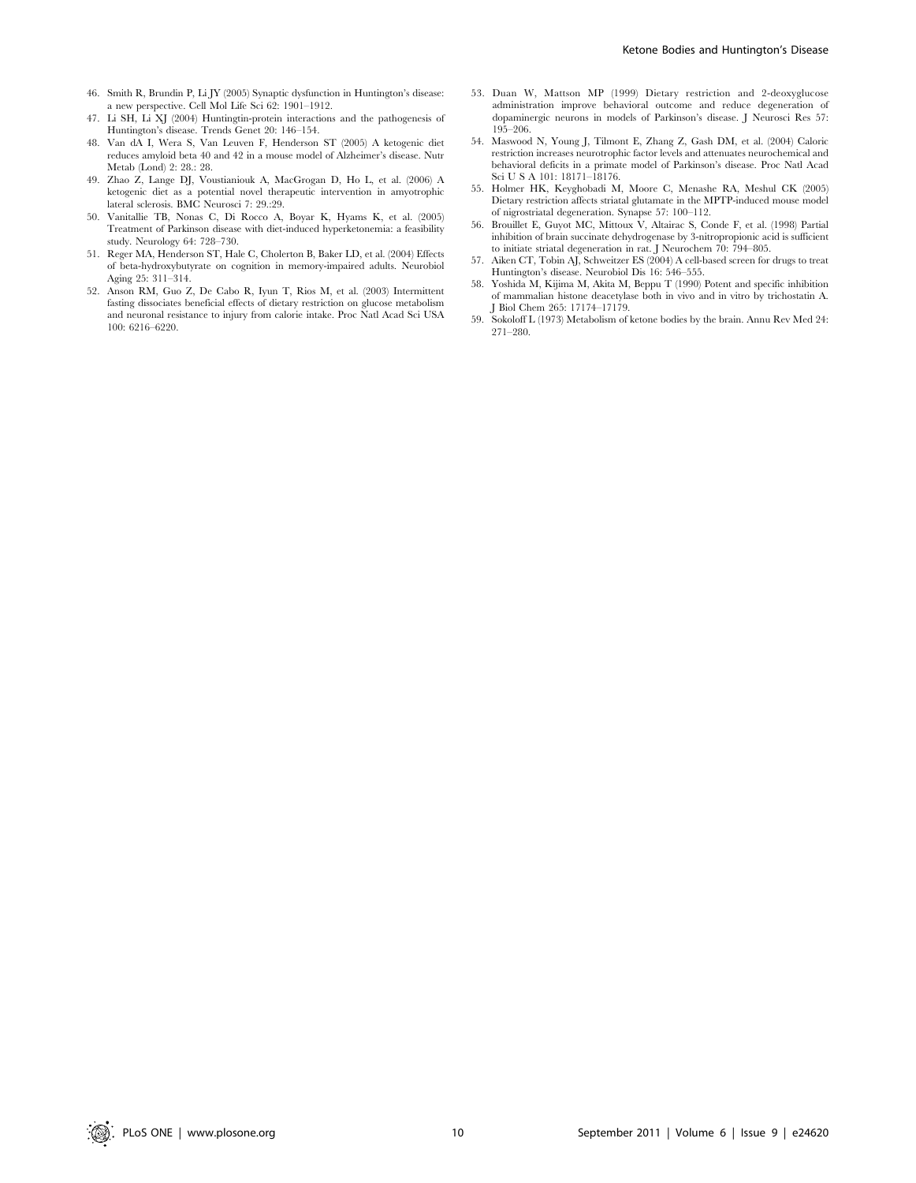46. Smith R, Brundin P, Li JY (2005) Synaptic dysfunction in Huntington's disease: a new perspective. Cell Mol Life Sci 62: 1901–1912.
47. Li SH, Li XJ (2004) Huntingtin-protein interactions and the pathogenesis of Huntington's disease. Trends Genet 20: 146–154.
48. Van dA I, Wera S, Van Leuven F, Henderson ST (2005) A ketogenic diet reduces amyloid beta 40 and 42 in a mouse model of Alzheimer's disease. Nutr Metab (Lond) 2: 28.: 28.
49. Zhao Z, Lange DJ, Voustianiouk A, MacGrogan D, Ho L, et al. (2006) A ketogenic diet as a potential novel therapeutic intervention in amyotrophic lateral sclerosis. BMC Neurosci 7: 29.:29.
50. Vanitallie TB, Nonas C, Di Rocco A, Boyar K, Hyams K, et al. (2005) Treatment of Parkinson disease with diet-induced hyperketonemia: a feasibility study. Neurology 64: 728–730.
51. Reger MA, Henderson ST, Hale C, Cholerton B, Baker LD, et al. (2004) Effects of beta-hydroxybutyrate on cognition in memory-impaired adults. Neurobiol Aging 25: 311–314.
52. Anson RM, Guo Z, De Cabo R, Iyun T, Rios M, et al. (2003) Intermittent fasting dissociates beneficial effects of dietary restriction on glucose metabolism and neuronal resistance to injury from calorie intake. Proc Natl Acad Sci USA 100: 6216–6220.
53. Duan W, Mattson MP (1999) Dietary restriction and 2-deoxyglucose administration improve behavioral outcome and reduce degeneration of dopaminergic neurons in models of Parkinson's disease. J Neurosci Res 57: 195–206.
54. Maswood N, Young J, Tilmont E, Zhang Z, Gash DM, et al. (2004) Caloric restriction increases neurotrophic factor levels and attenuates neurochemical and behavioral deficits in a primate model of Parkinson's disease. Proc Natl Acad Sci U S A 101: 18171–18176.
55. Holmer HK, Keyghobadi M, Moore C, Menashe RA, Meshul CK (2005) Dietary restriction affects striatal glutamate in the MPTP-induced mouse model of nigrostriatal degeneration. Synapse 57: 100–112.
56. Brouillet E, Guyot MC, Mittoux V, Altairac S, Conde F, et al. (1998) Partial inhibition of brain succinate dehydrogenase by 3-nitropropionic acid is sufficient to initiate striatal degeneration in rat. J Neurochem 70: 794–805.
57. Aiken CT, Tobin AJ, Schweitzer ES (2004) A cell-based screen for drugs to treat Huntington's disease. Neurobiol Dis 16: 546–555.
58. Yoshida M, Kijima M, Akita M, Beppu T (1990) Potent and specific inhibition of mammalian histone deacetylase both in vivo and in vitro by trichostatin A. J Biol Chem 265: 17174–17179.
59. Sokoloff L (1973) Metabolism of ketone bodies by the brain. Annu Rev Med 24: 271–280.